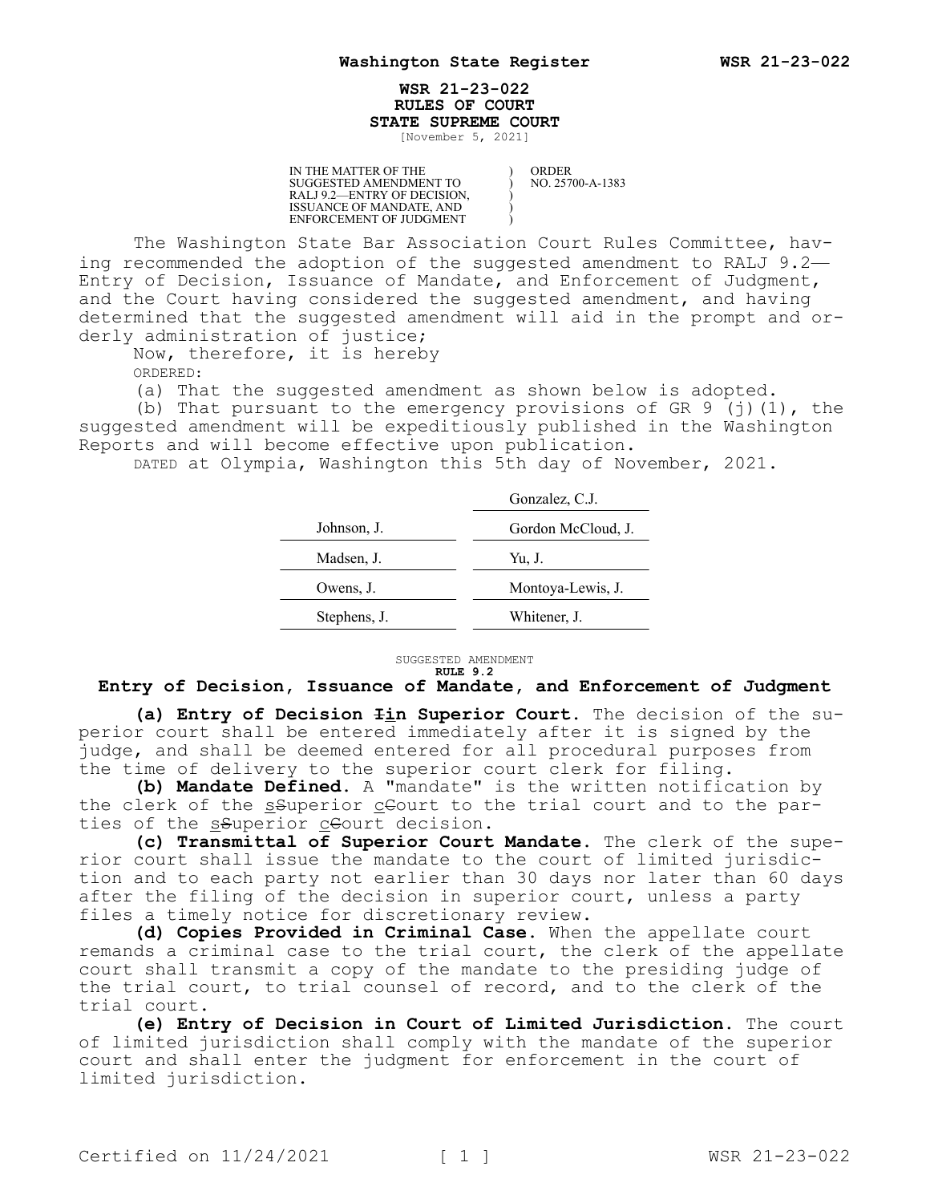**WSR 21-23-022**
**RULES OF COURT**
**STATE SUPREME COURT**
[November 5, 2021]

| IN THE MATTER OF THE SUGGESTED AMENDMENT TO RALJ 9.2—ENTRY OF DECISION, ISSUANCE OF MANDATE, AND ENFORCEMENT OF JUDGMENT | ) | ORDER NO. 25700-A-1383 |
|---|---|---|

The Washington State Bar Association Court Rules Committee, having recommended the adoption of the suggested amendment to RALJ 9.2—Entry of Decision, Issuance of Mandate, and Enforcement of Judgment, and the Court having considered the suggested amendment, and having determined that the suggested amendment will aid in the prompt and orderly administration of justice;

Now, therefore, it is hereby

ORDERED:

(a) That the suggested amendment as shown below is adopted.

(b) That pursuant to the emergency provisions of GR 9 (j)(1), the suggested amendment will be expeditiously published in the Washington Reports and will become effective upon publication.

DATED at Olympia, Washington this 5th day of November, 2021.

| | Gonzalez, C.J. |
|---|---|
| Johnson, J. | Gordon McCloud, J. |
| Madsen, J. | Yu, J. |
| Owens, J. | Montoya-Lewis, J. |
| Stephens, J. | Whitener, J. |

SUGGESTED AMENDMENT

**RULE 9.2**

## Entry of Decision, Issuance of Mandate, and Enforcement of Judgment

**(a) Entry of Decision ~~I~~in Superior Court.** The decision of the superior court shall be entered immediately after it is signed by the judge, and shall be deemed entered for all procedural purposes from the time of delivery to the superior court clerk for filing.

**(b) Mandate Defined.** A "mandate" is the written notification by the clerk of the s~~S~~uperior c~~C~~ourt to the trial court and to the parties of the s~~S~~uperior c~~C~~ourt decision.

**(c) Transmittal of Superior Court Mandate.** The clerk of the superior court shall issue the mandate to the court of limited jurisdiction and to each party not earlier than 30 days nor later than 60 days after the filing of the decision in superior court, unless a party files a timely notice for discretionary review.

**(d) Copies Provided in Criminal Case.** When the appellate court remands a criminal case to the trial court, the clerk of the appellate court shall transmit a copy of the mandate to the presiding judge of the trial court, to trial counsel of record, and to the clerk of the trial court.

**(e) Entry of Decision in Court of Limited Jurisdiction.** The court of limited jurisdiction shall comply with the mandate of the superior court and shall enter the judgment for enforcement in the court of limited jurisdiction.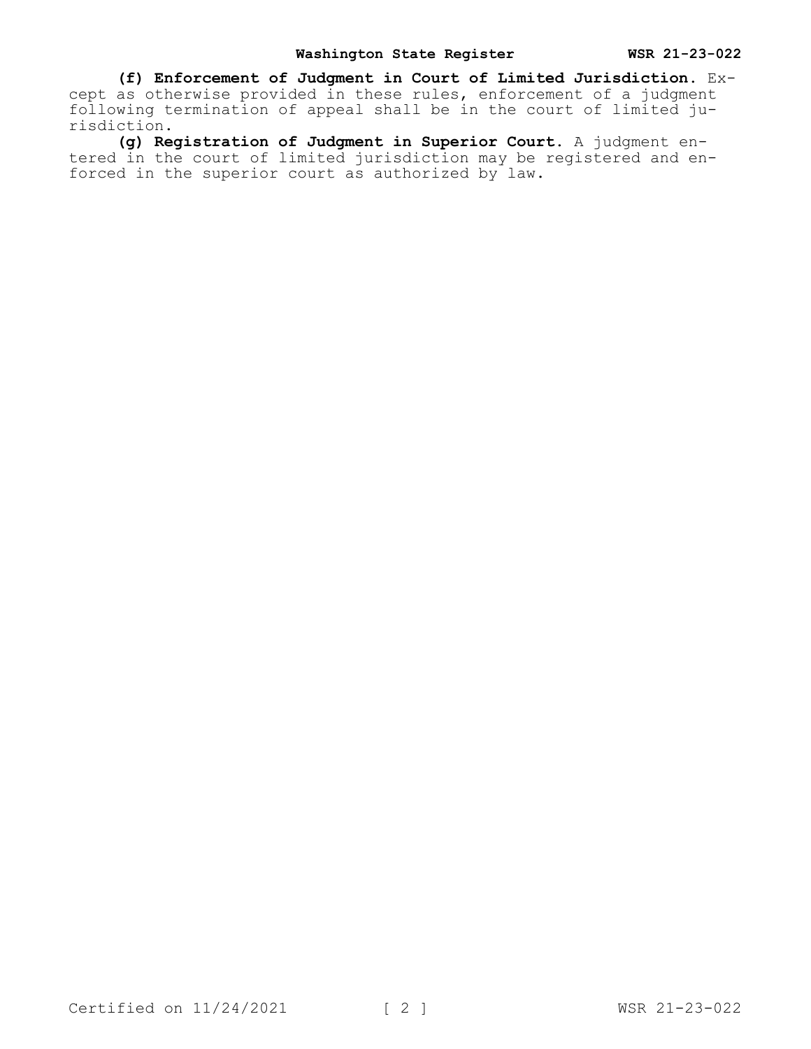**(f) Enforcement of Judgment in Court of Limited Jurisdiction.** Except as otherwise provided in these rules, enforcement of a judgment following termination of appeal shall be in the court of limited jurisdiction.

**(g) Registration of Judgment in Superior Court.** A judgment entered in the court of limited jurisdiction may be registered and enforced in the superior court as authorized by law.